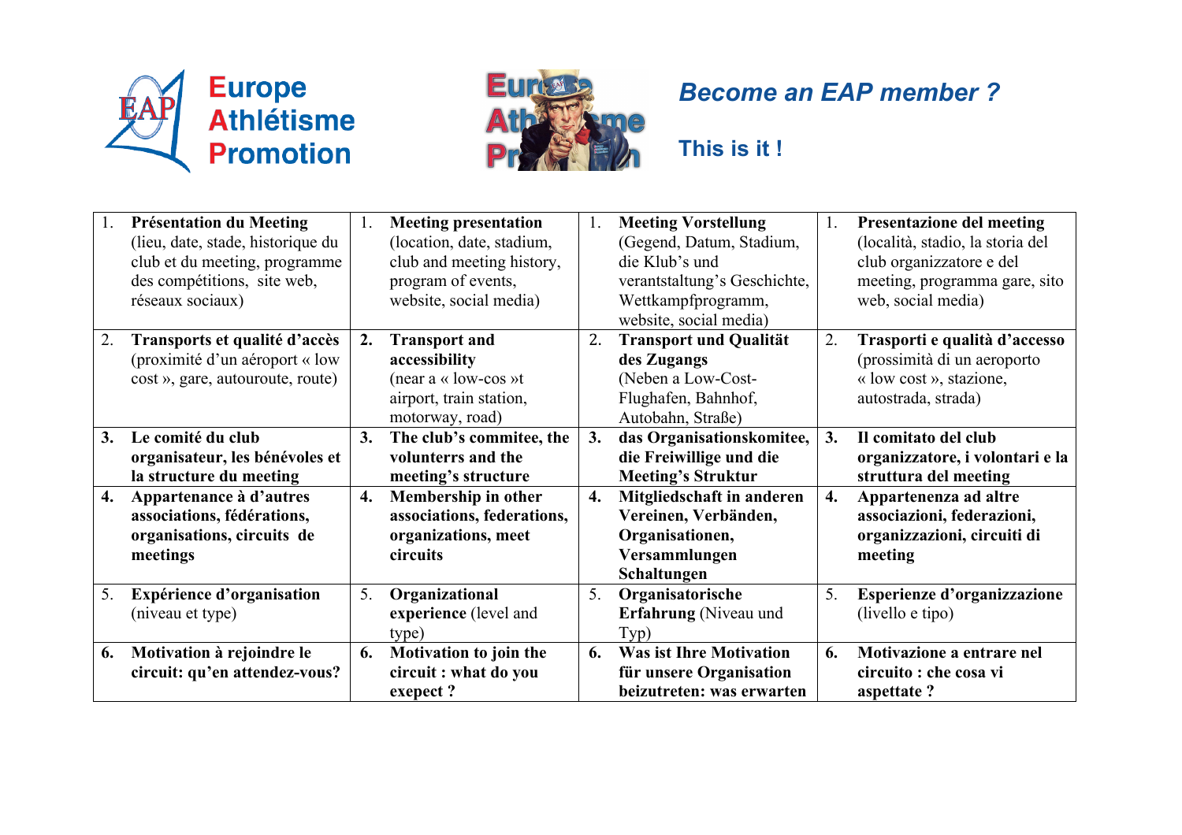**Europe Athlétisme Promotion**

## *Become an EAP member ?*

### This is it !

| | | | |
|---|---|---|---|
| 1. **Présentation du Meeting** (lieu, date, stade, historique du club et du meeting, programme des compétitions, site web, réseaux sociaux) | 1. **Meeting presentation** (location, date, stadium, club and meeting history, program of events, website, social media) | 1. **Meeting Vorstellung** (Gegend, Datum, Stadium, die Klub's und verantstaltung's Geschichte, Wettkampfprogramm, website, social media) | 1. **Presentazione del meeting** (località, stadio, la storia del club organizzatore e del meeting, programma gare, sito web, social media) |
| 2. **Transports et qualité d'accès** (proximité d'un aéroport « low cost », gare, autouroute, route) | **2. Transport and accessibility** (near a « low-cos »t airport, train station, motorway, road) | 2. **Transport und Qualität des Zugangs** (Neben a Low-Cost-Flughafen, Bahnhof, Autobahn, Straße) | 2. **Trasporti e qualità d'accesso** (prossimità di un aeroporto « low cost », stazione, autostrada, strada) |
| **3. Le comité du club organisateur, les bénévoles et la structure du meeting** | **3. The club's commitee, the volunterrs and the meeting's structure** | **3. das Organisationskomitee, die Freiwillige und die Meeting's Struktur** | **3. Il comitato del club organizzatore, i volontari e la struttura del meeting** |
| **4. Appartenance à d'autres associations, fédérations, organisations, circuits de meetings** | **4. Membership in other associations, federations, organizations, meet circuits** | **4. Mitgliedschaft in anderen Vereinen, Verbänden, Organisationen, Versammlungen Schaltungen** | **4. Appartenenza ad altre associazioni, federazioni, organizzazioni, circuiti di meeting** |
| 5. **Expérience d'organisation** (niveau et type) | 5. **Organizational experience** (level and type) | 5. **Organisatorische Erfahrung** (Niveau und Typ) | 5. **Esperienze d'organizzazione** (livello e tipo) |
| **6. Motivation à rejoindre le circuit: qu'en attendez-vous?** | **6. Motivation to join the circuit : what do you exepect ?** | **6. Was ist Ihre Motivation für unsere Organisation beizutreten: was erwarten** | **6. Motivazione a entrare nel circuito : che cosa vi aspettate ?** |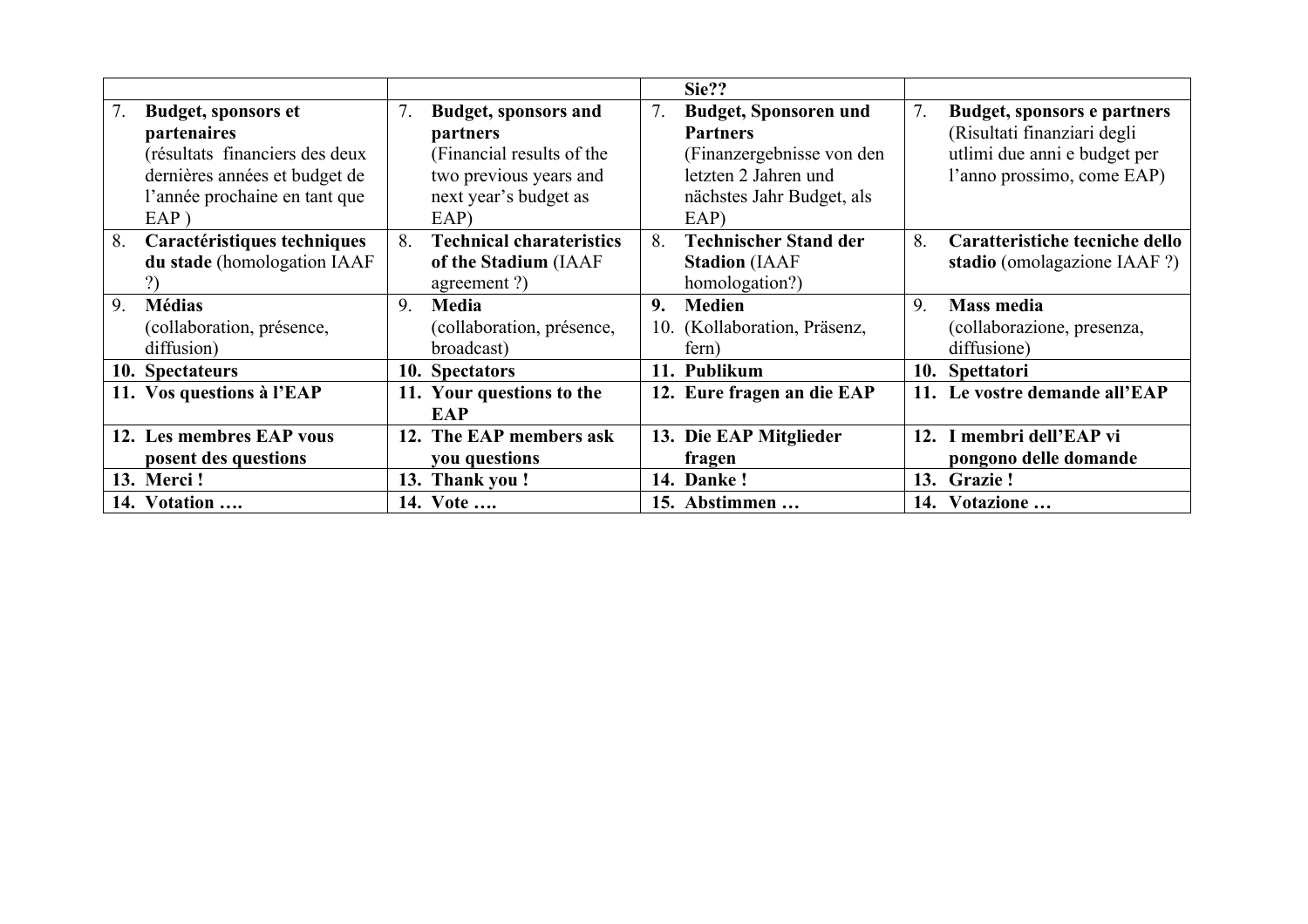| | | | |
|---|---|---|---|
| | | Sie?? | |
| 7. **Budget, sponsors et partenaires** (résultats financiers des deux dernières années et budget de l'année prochaine en tant que EAP ) | 7. **Budget, sponsors and partners** (Financial results of the two previous years and next year's budget as EAP) | 7. **Budget, Sponsoren und Partners** (Finanzergebnisse von den letzten 2 Jahren und nächstes Jahr Budget, als EAP) | 7. **Budget, sponsors e partners** (Risultati finanziari degli utlimi due anni e budget per l'anno prossimo, come EAP) |
| 8. **Caractéristiques techniques du stade** (homologation IAAF ?) | 8. **Technical charateristics of the Stadium** (IAAF agreement ?) | 8. **Technischer Stand der Stadion** (IAAF homologation?) | 8. **Caratteristiche tecniche dello stadio** (omolagazione IAAF ?) |
| 9. **Médias** (collaboration, présence, diffusion) | 9. **Media** (collaboration, présence, broadcast) | **9. Medien** 10. (Kollaboration, Präsenz, fern) | 9. **Mass media** (collaborazione, presenza, diffusione) |
| **10. Spectateurs** | **10. Spectators** | **11. Publikum** | **10. Spettatori** |
| **11. Vos questions à l'EAP** | **11. Your questions to the EAP** | **12. Eure fragen an die EAP** | **11. Le vostre demande all'EAP** |
| **12. Les membres EAP vous posent des questions** | **12. The EAP members ask you questions** | **13. Die EAP Mitglieder fragen** | **12. I membri dell'EAP vi pongono delle domande** |
| **13. Merci !** | **13. Thank you !** | **14. Danke !** | **13. Grazie !** |
| **14. Votation ….** | **14. Vote ….** | **15. Abstimmen …** | **14. Votazione …** |